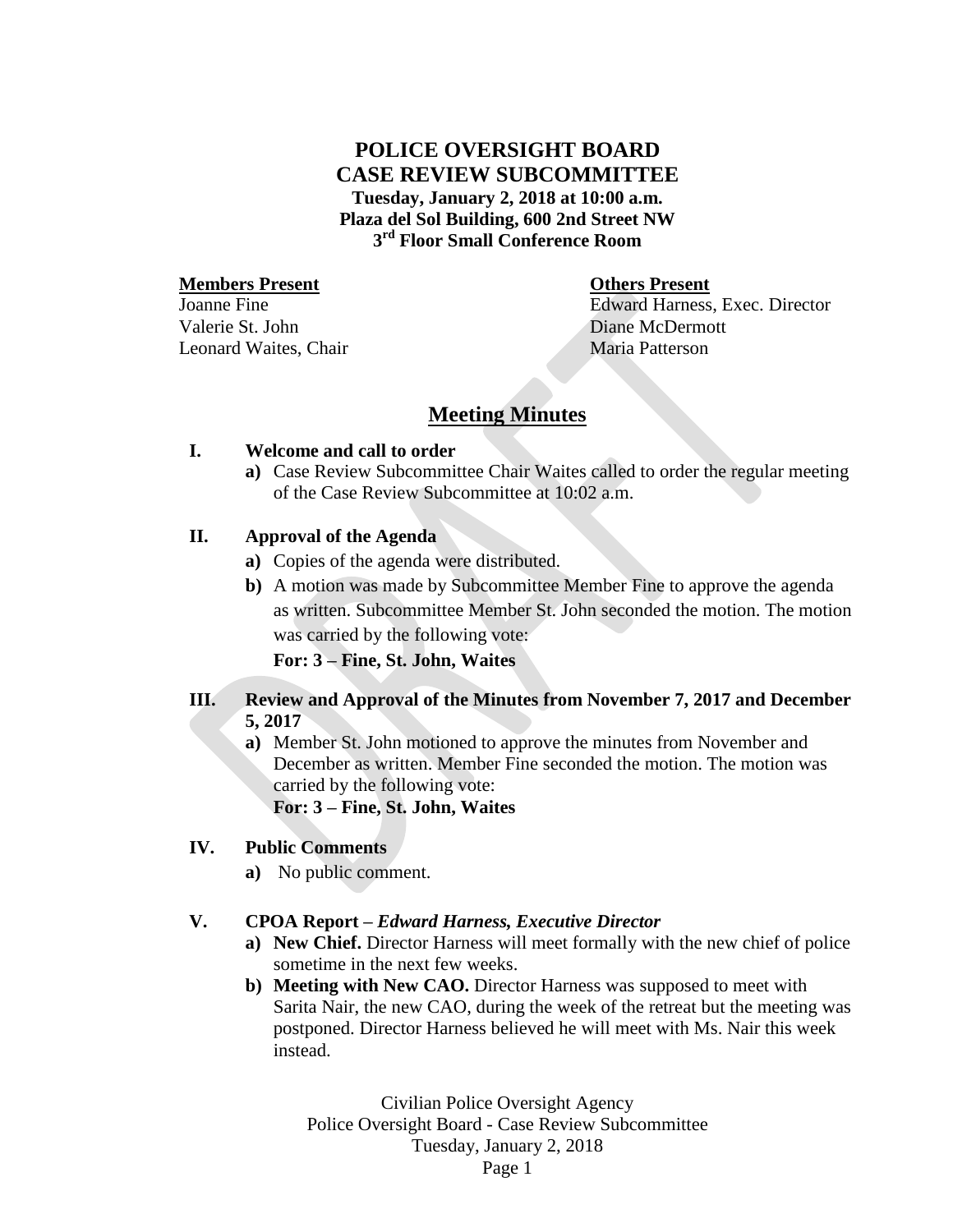# POLICE OVERSIGHT BOARD
# CASE REVIEW SUBCOMMITTEE

**Tuesday, January 2, 2018 at 10:00 a.m.**
**Plaza del Sol Building, 600 2nd Street NW**
**3rd Floor Small Conference Room**

**Members Present**
Joanne Fine
Valerie St. John
Leonard Waites, Chair

**Others Present**
Edward Harness, Exec. Director
Diane McDermott
Maria Patterson

## Meeting Minutes

**I. Welcome and call to order**

a) Case Review Subcommittee Chair Waites called to order the regular meeting of the Case Review Subcommittee at 10:02 a.m.

**II. Approval of the Agenda**

a) Copies of the agenda were distributed.

b) A motion was made by Subcommittee Member Fine to approve the agenda as written. Subcommittee Member St. John seconded the motion. The motion was carried by the following vote:

**For: 3 – Fine, St. John, Waites**

**III. Review and Approval of the Minutes from November 7, 2017 and December 5, 2017**

a) Member St. John motioned to approve the minutes from November and December as written. Member Fine seconded the motion. The motion was carried by the following vote:

**For: 3 – Fine, St. John, Waites**

**IV. Public Comments**

a) No public comment.

**V. CPOA Report – *Edward Harness, Executive Director***

a) **New Chief.** Director Harness will meet formally with the new chief of police sometime in the next few weeks.

b) **Meeting with New CAO.** Director Harness was supposed to meet with Sarita Nair, the new CAO, during the week of the retreat but the meeting was postponed. Director Harness believed he will meet with Ms. Nair this week instead.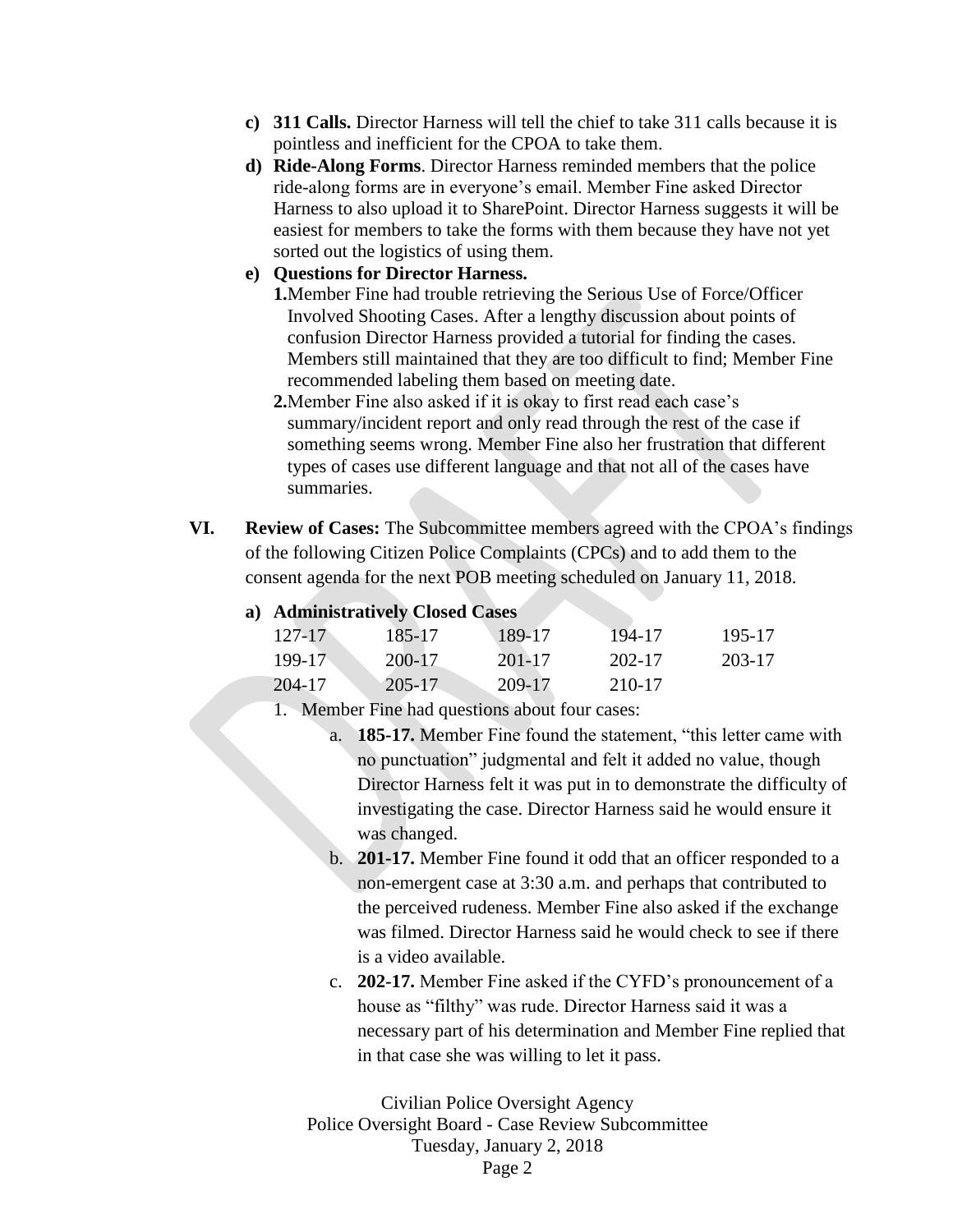- **c) 311 Calls.** Director Harness will tell the chief to take 311 calls because it is pointless and inefficient for the CPOA to take them.
- **d) Ride-Along Forms**. Director Harness reminded members that the police ride-along forms are in everyone's email. Member Fine asked Director Harness to also upload it to SharePoint. Director Harness suggests it will be easiest for members to take the forms with them because they have not yet sorted out the logistics of using them.
- **e) Questions for Director Harness.**
  1. Member Fine had trouble retrieving the Serious Use of Force/Officer Involved Shooting Cases. After a lengthy discussion about points of confusion Director Harness provided a tutorial for finding the cases. Members still maintained that they are too difficult to find; Member Fine recommended labeling them based on meeting date.
  2. Member Fine also asked if it is okay to first read each case's summary/incident report and only read through the rest of the case if something seems wrong. Member Fine also her frustration that different types of cases use different language and that not all of the cases have summaries.

**VI. Review of Cases:** The Subcommittee members agreed with the CPOA's findings of the following Citizen Police Complaints (CPCs) and to add them to the consent agenda for the next POB meeting scheduled on January 11, 2018.

**a) Administratively Closed Cases**

| | | | | |
|---|---|---|---|---|
| 127-17 | 185-17 | 189-17 | 194-17 | 195-17 |
| 199-17 | 200-17 | 201-17 | 202-17 | 203-17 |
| 204-17 | 205-17 | 209-17 | 210-17 | |

1. Member Fine had questions about four cases:
   a. **185-17.** Member Fine found the statement, "this letter came with no punctuation" judgmental and felt it added no value, though Director Harness felt it was put in to demonstrate the difficulty of investigating the case. Director Harness said he would ensure it was changed.
   b. **201-17.** Member Fine found it odd that an officer responded to a non-emergent case at 3:30 a.m. and perhaps that contributed to the perceived rudeness. Member Fine also asked if the exchange was filmed. Director Harness said he would check to see if there is a video available.
   c. **202-17.** Member Fine asked if the CYFD's pronouncement of a house as "filthy" was rude. Director Harness said it was a necessary part of his determination and Member Fine replied that in that case she was willing to let it pass.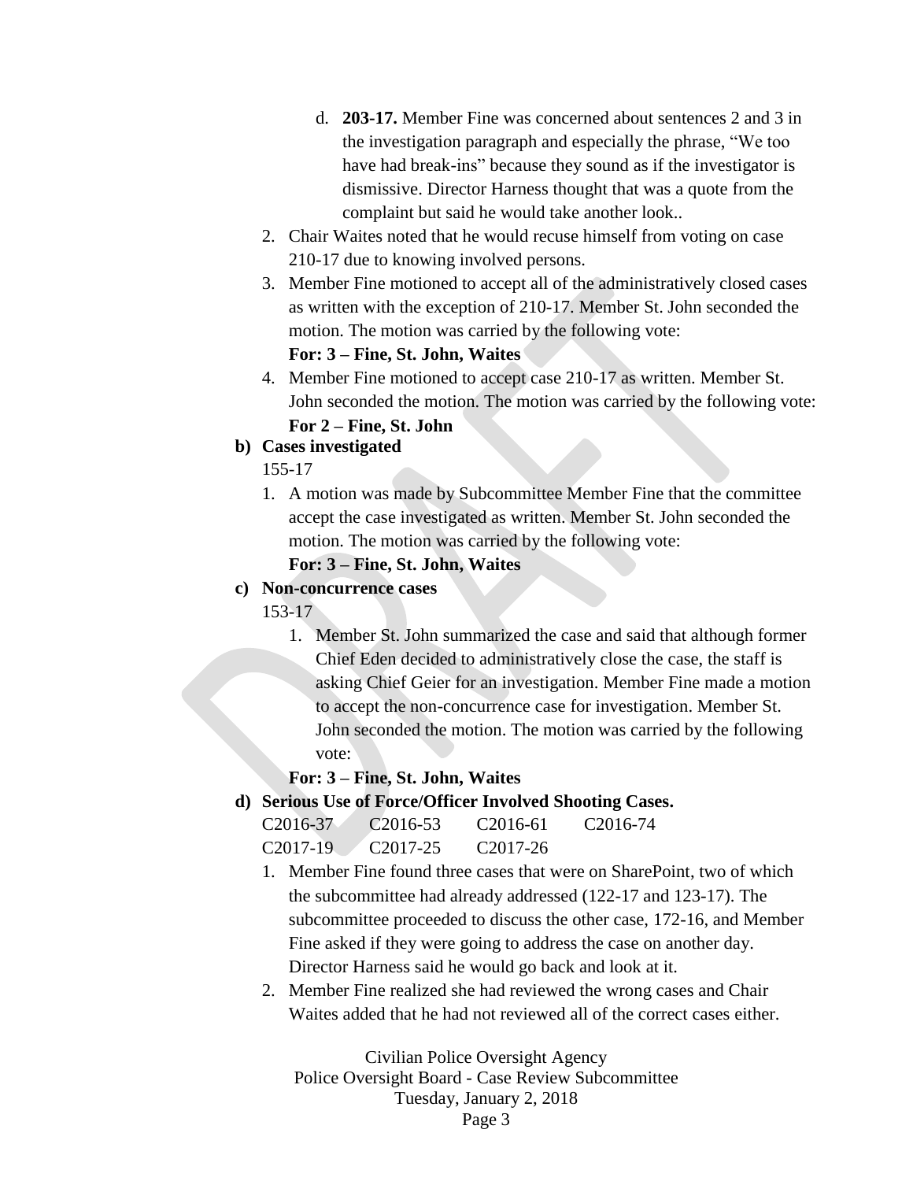d. **203-17.** Member Fine was concerned about sentences 2 and 3 in the investigation paragraph and especially the phrase, "We too have had break-ins" because they sound as if the investigator is dismissive. Director Harness thought that was a quote from the complaint but said he would take another look..

2. Chair Waites noted that he would recuse himself from voting on case 210-17 due to knowing involved persons.
3. Member Fine motioned to accept all of the administratively closed cases as written with the exception of 210-17. Member St. John seconded the motion. The motion was carried by the following vote:
   **For: 3 – Fine, St. John, Waites**
4. Member Fine motioned to accept case 210-17 as written. Member St. John seconded the motion. The motion was carried by the following vote:
   **For 2 – Fine, St. John**

**b) Cases investigated**

155-17

1. A motion was made by Subcommittee Member Fine that the committee accept the case investigated as written. Member St. John seconded the motion. The motion was carried by the following vote:
   **For: 3 – Fine, St. John, Waites**

**c) Non-concurrence cases**

153-17

1. Member St. John summarized the case and said that although former Chief Eden decided to administratively close the case, the staff is asking Chief Geier for an investigation. Member Fine made a motion to accept the non-concurrence case for investigation. Member St. John seconded the motion. The motion was carried by the following vote:

   **For: 3 – Fine, St. John, Waites**

**d) Serious Use of Force/Officer Involved Shooting Cases.**

C2016-37 C2016-53 C2016-61 C2016-74
C2017-19 C2017-25 C2017-26

1. Member Fine found three cases that were on SharePoint, two of which the subcommittee had already addressed (122-17 and 123-17). The subcommittee proceeded to discuss the other case, 172-16, and Member Fine asked if they were going to address the case on another day. Director Harness said he would go back and look at it.
2. Member Fine realized she had reviewed the wrong cases and Chair Waites added that he had not reviewed all of the correct cases either.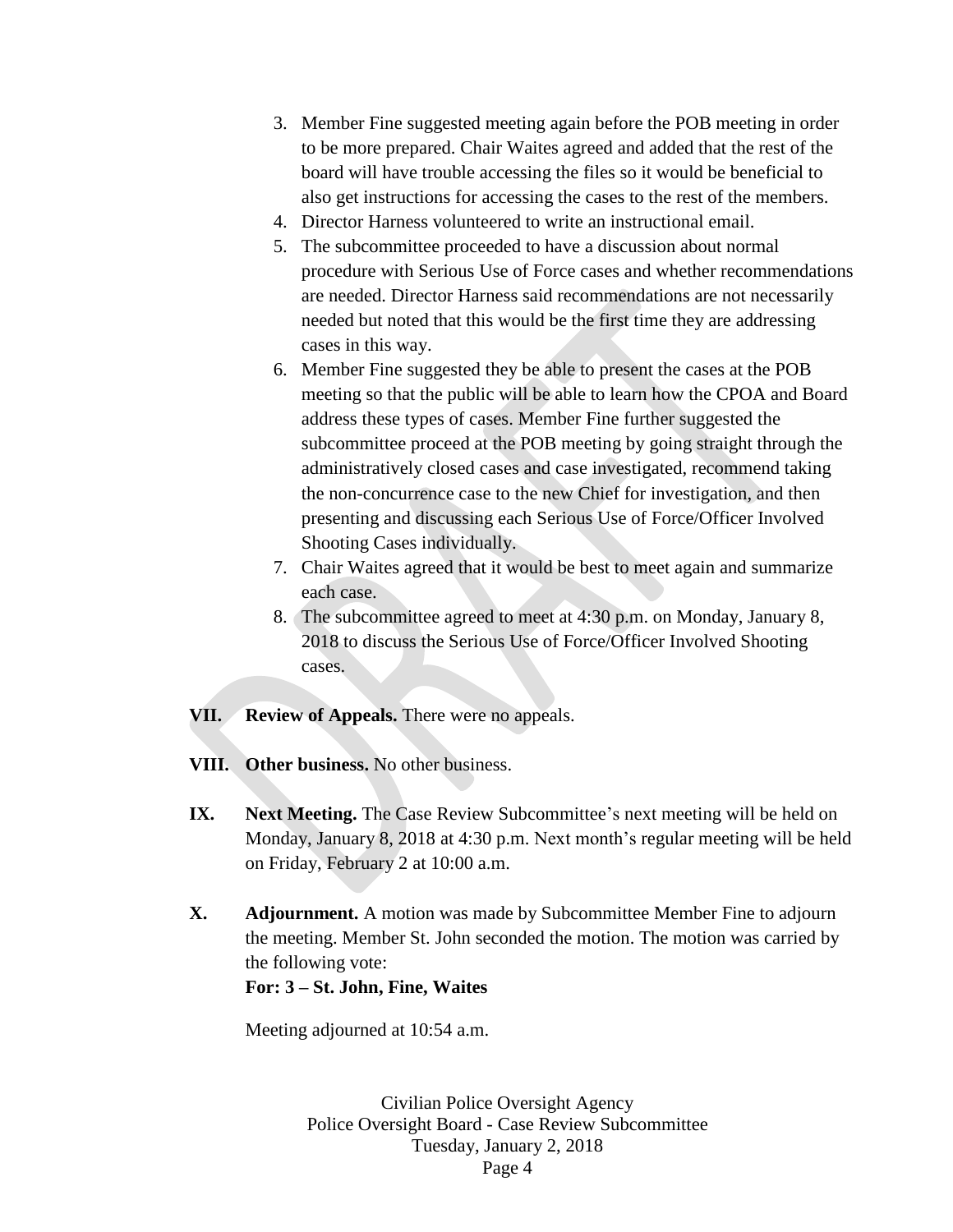3. Member Fine suggested meeting again before the POB meeting in order to be more prepared. Chair Waites agreed and added that the rest of the board will have trouble accessing the files so it would be beneficial to also get instructions for accessing the cases to the rest of the members.
4. Director Harness volunteered to write an instructional email.
5. The subcommittee proceeded to have a discussion about normal procedure with Serious Use of Force cases and whether recommendations are needed. Director Harness said recommendations are not necessarily needed but noted that this would be the first time they are addressing cases in this way.
6. Member Fine suggested they be able to present the cases at the POB meeting so that the public will be able to learn how the CPOA and Board address these types of cases. Member Fine further suggested the subcommittee proceed at the POB meeting by going straight through the administratively closed cases and case investigated, recommend taking the non-concurrence case to the new Chief for investigation, and then presenting and discussing each Serious Use of Force/Officer Involved Shooting Cases individually.
7. Chair Waites agreed that it would be best to meet again and summarize each case.
8. The subcommittee agreed to meet at 4:30 p.m. on Monday, January 8, 2018 to discuss the Serious Use of Force/Officer Involved Shooting cases.

**VII. Review of Appeals.** There were no appeals.

**VIII. Other business.** No other business.

**IX. Next Meeting.** The Case Review Subcommittee's next meeting will be held on Monday, January 8, 2018 at 4:30 p.m. Next month's regular meeting will be held on Friday, February 2 at 10:00 a.m.

**X. Adjournment.** A motion was made by Subcommittee Member Fine to adjourn the meeting. Member St. John seconded the motion. The motion was carried by the following vote:
**For: 3 – St. John, Fine, Waites**

Meeting adjourned at 10:54 a.m.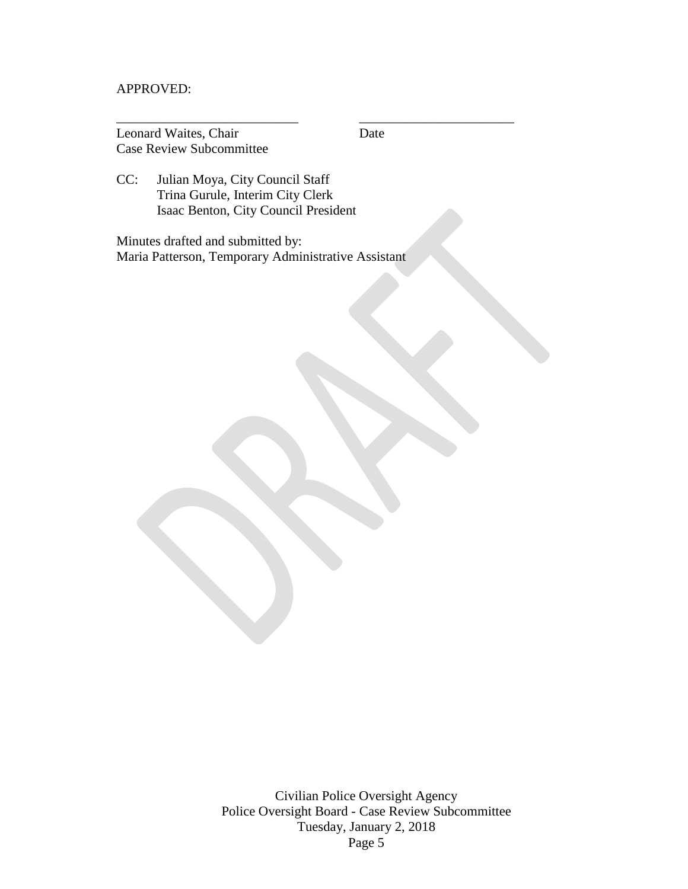APPROVED:

___________________________ _______________________
Leonard Waites, Chair Date
Case Review Subcommittee

CC: Julian Moya, City Council Staff
Trina Gurule, Interim City Clerk
Isaac Benton, City Council President

Minutes drafted and submitted by:
Maria Patterson, Temporary Administrative Assistant